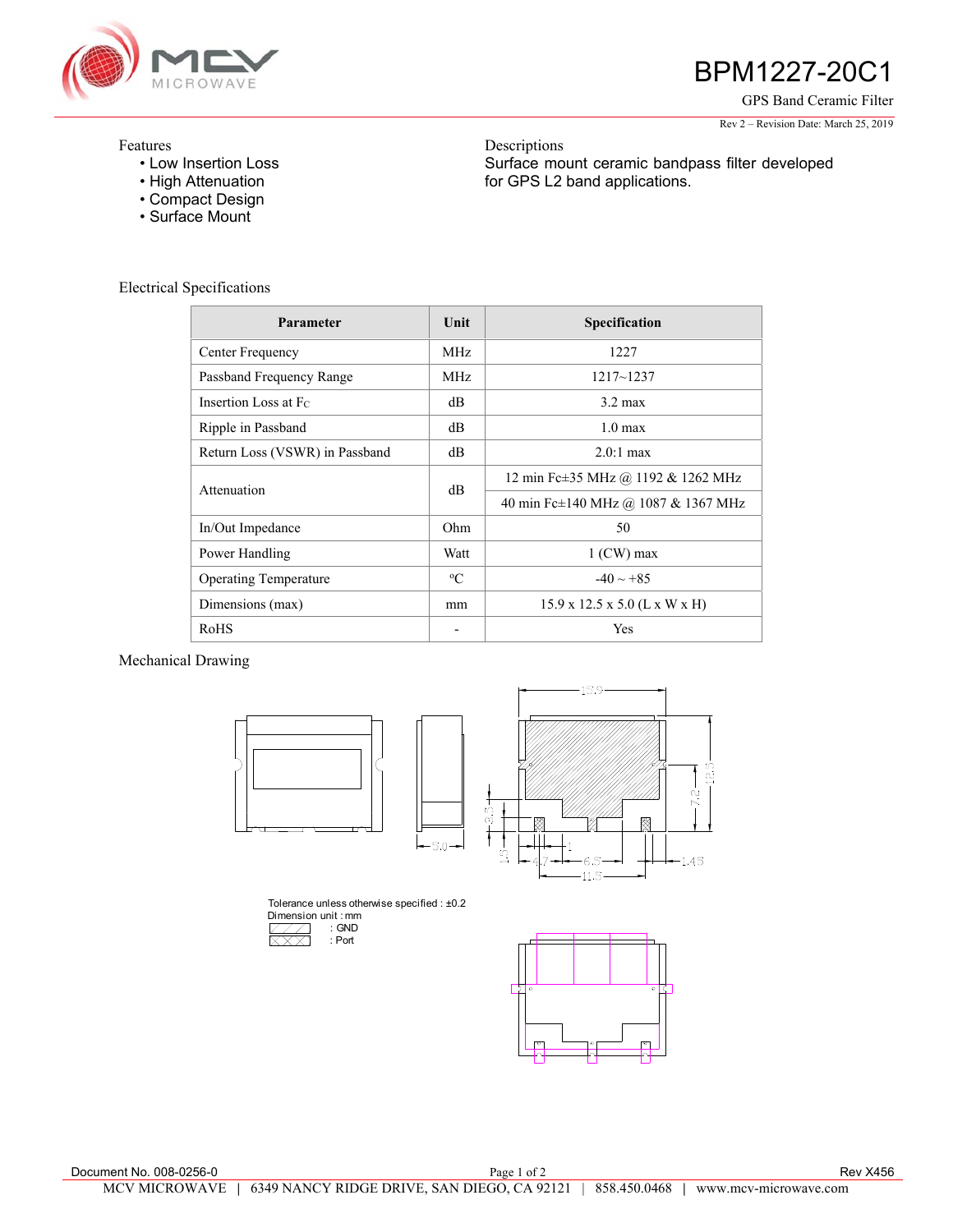# BPM1227-20C1

GPS Band Ceramic Filter

Rev 2 – Revision Date: March 25, 2019

## Features

- Low Insertion Loss
- High Attenuation
- Compact Design
- Surface Mount

## Descriptions

Surface mount ceramic bandpass filter developed for GPS L2 band applications.

## Electrical Specifications

| Parameter | Unit | Specification |
|---|---|---|
| Center Frequency | MHz | 1227 |
| Passband Frequency Range | MHz | 1217~1237 |
| Insertion Loss at Fc | dB | 3.2 max |
| Ripple in Passband | dB | 1.0 max |
| Return Loss (VSWR) in Passband | dB | 2.0:1 max |
| Attenuation | dB | 12 min Fc±35 MHz @ 1192 & 1262 MHz |
| | | 40 min Fc±140 MHz @ 1087 & 1367 MHz |
| In/Out Impedance | Ohm | 50 |
| Power Handling | Watt | 1 (CW) max |
| Operating Temperature | °C | -40 ~ +85 |
| Dimensions (max) | mm | 15.9 x 12.5 x 5.0 (L x W x H) |
| RoHS | - | Yes |

## Mechanical Drawing

15.9, 5.0, 12.5, 7.2, 3.3, 1.5, 4.7, 1, 6.5, 11.5, 1.45

Tolerance unless otherwise specified : ±0.2

Dimension unit : mm

: GND

: Port

Document No. 008-0256-0

Rev X456

MCV MICROWAVE | 6349 NANCY RIDGE DRIVE, SAN DIEGO, CA 92121 | 858.450.0468 | www.mcv-microwave.com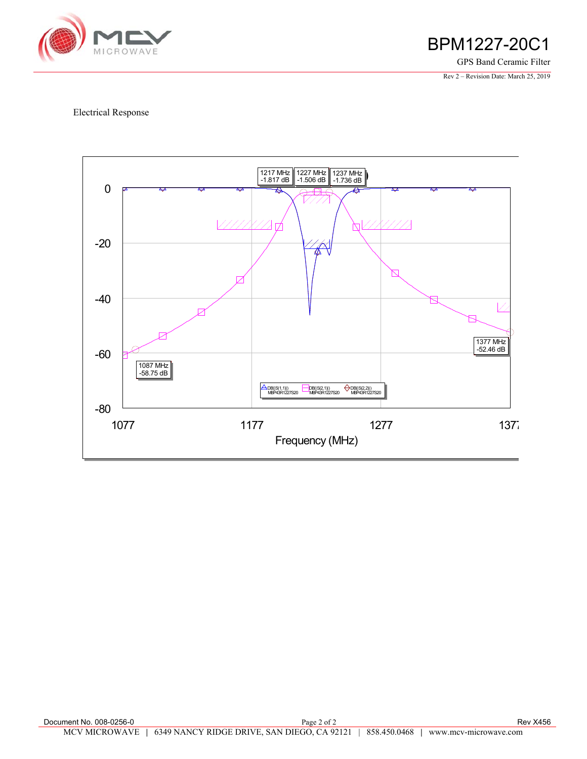Electrical Response

1217 MHz
-1.817 dB

1227 MHz
-1.506 dB

1237 MHz
-1.736 dB

1377 MHz
-52.46 dB

1087 MHz
-58.75 dB

DB(|S(1,1)|) MBP43R1227S20

DB(|S(2,1)|) MBP43R1227S20

DB(|S(2,2)|) MBP43R1227S20

0

-20

-40

-60

-80

1077

1177

1277

1377

Frequency (MHz)

Document No. 008-0256-0

Rev X456

MCV MICROWAVE | 6349 NANCY RIDGE DRIVE, SAN DIEGO, CA 92121 | 858.450.0468 | www.mcv-microwave.com